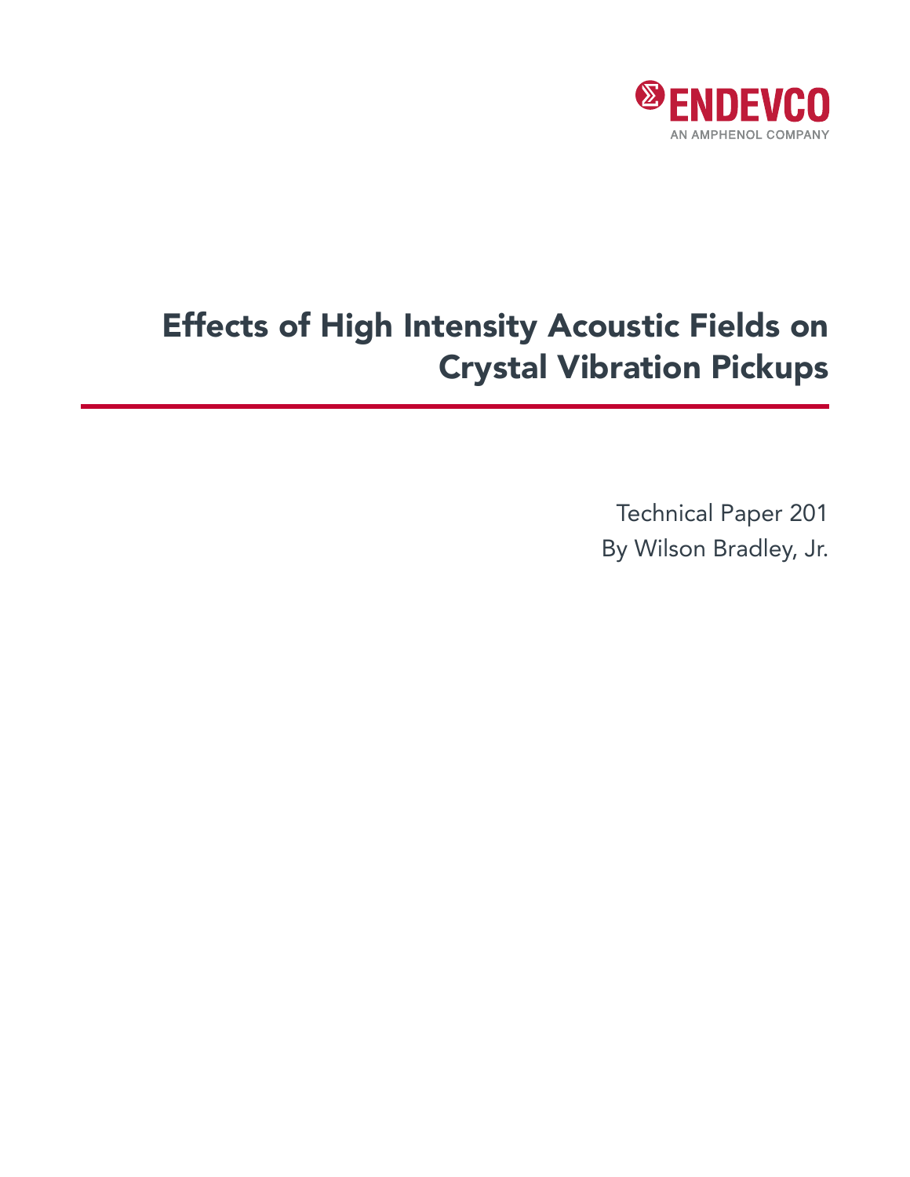ENDEVCO

AN AMPHENOL COMPANY

# Effects of High Intensity Acoustic Fields on Crystal Vibration Pickups

Technical Paper 201

By Wilson Bradley, Jr.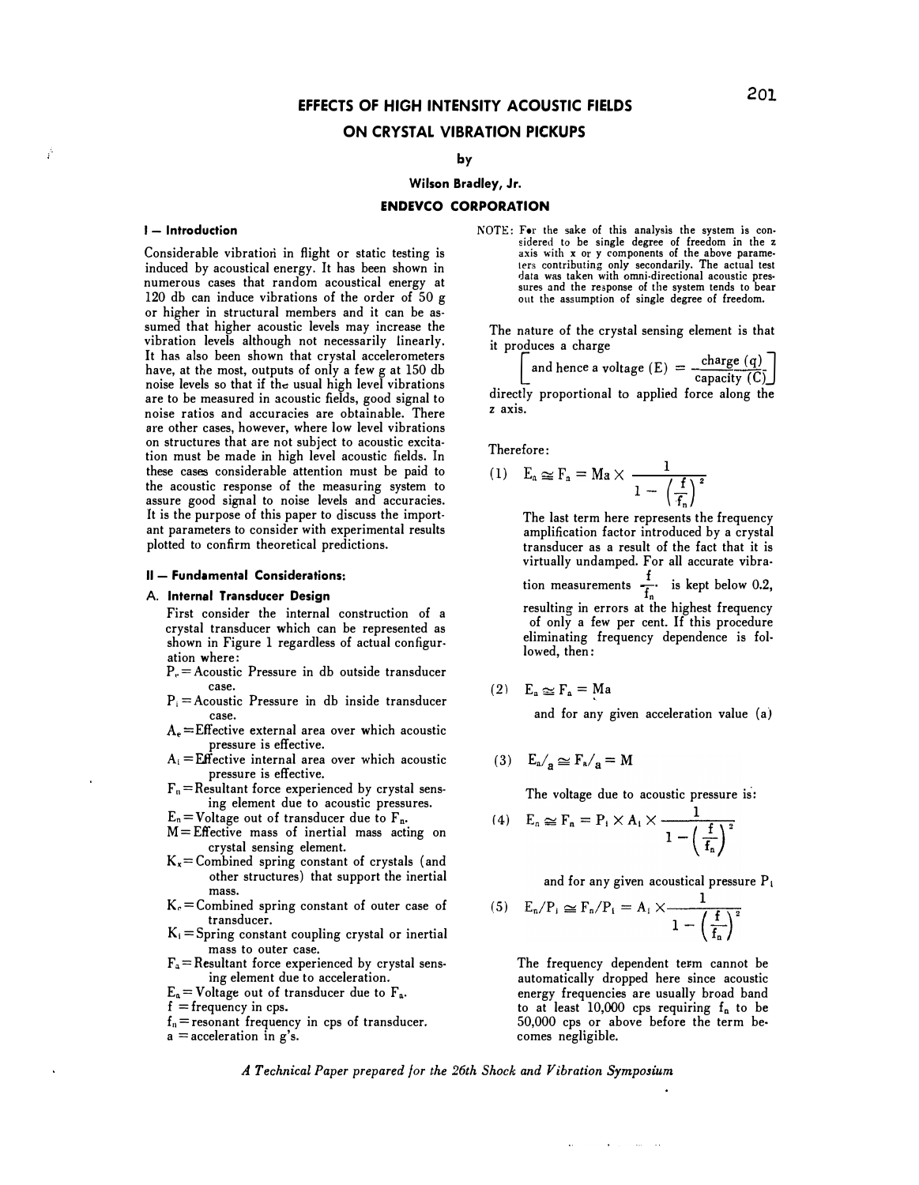# EFFECTS OF HIGH INTENSITY ACOUSTIC FIELDS ON CRYSTAL VIBRATION PICKUPS

by

**Wilson Bradley, Jr.**

**ENDEVCO CORPORATION**

## I — Introduction

Considerable vibration in flight or static testing is induced by acoustical energy. It has been shown in numerous cases that random acoustical energy at 120 db can induce vibrations of the order of 50 g or higher in structural members and it can be assumed that higher acoustic levels may increase the vibration levels although not necessarily linearly. It has also been shown that crystal accelerometers have, at the most, outputs of only a few g at 150 db noise levels so that if the usual high level vibrations are to be measured in acoustic fields, good signal to noise ratios and accuracies are obtainable. There are other cases, however, where low level vibrations on structures that are not subject to acoustic excitation must be made in high level acoustic fields. In these cases considerable attention must be paid to the acoustic response of the measuring system to assure good signal to noise levels and accuracies. It is the purpose of this paper to discuss the important parameters to consider with experimental results plotted to confirm theoretical predictions.

## II — Fundamental Considerations:

### A. Internal Transducer Design

First consider the internal construction of a crystal transducer which can be represented as shown in Figure 1 regardless of actual configuration where:

- $P_e$ = Acoustic Pressure in db outside transducer case.
- $P_i$ = Acoustic Pressure in db inside transducer case.
- $A_e$ = Effective external area over which acoustic pressure is effective.
- $A_i$ = Effective internal area over which acoustic pressure is effective.
- $F_n$ = Resultant force experienced by crystal sensing element due to acoustic pressures.
- $E_n$ = Voltage out of transducer due to $F_n$.
- $M$ = Effective mass of inertial mass acting on crystal sensing element.
- $K_x$ = Combined spring constant of crystals (and other structures) that support the inertial mass.
- $K_e$ = Combined spring constant of outer case of transducer.
- $K_i$ = Spring constant coupling crystal or inertial mass to outer case.
- $F_a$ = Resultant force experienced by crystal sensing element due to acceleration.
- $E_a$ = Voltage out of transducer due to $F_a$.
- $f$ = frequency in cps.
- $f_n$ = resonant frequency in cps of transducer.
- $a$ = acceleration in g's.

NOTE: For the sake of this analysis the system is considered to be single degree of freedom in the z axis with x or y components of the above parameters contributing only secondarily. The actual test data was taken with omni-directional acoustic pressures and the response of the system tends to bear out the assumption of single degree of freedom.

The nature of the crystal sensing element is that it produces a charge $\left[\text{and hence a voltage } (E) = \frac{\text{charge } (q)}{\text{capacity } (C)}\right]$ directly proportional to applied force along the z axis.

Therefore:

$$(1) \quad E_a \cong F_a = Ma \times \frac{1}{1 - \left(\frac{f}{f_n}\right)^2}$$

The last term here represents the frequency amplification factor introduced by a crystal transducer as a result of the fact that it is virtually undamped. For all accurate vibration measurements $\frac{f}{f_n}$ is kept below 0.2, resulting in errors at the highest frequency of only a few per cent. If this procedure eliminating frequency dependence is followed, then:

$$(2) \quad E_a \cong F_a = Ma$$

and for any given acceleration value (a)

$$(3) \quad E_a/a \cong F_a/a = M$$

The voltage due to acoustic pressure is:

$$(4) \quad E_n \cong F_n = P_i \times A_i \times \frac{1}{1 - \left(\frac{f}{f_n}\right)^2}$$

and for any given acoustical pressure $P_i$

$$(5) \quad E_n/P_i \cong F_n/P_i = A_i \times \frac{1}{1 - \left(\frac{f}{f_n}\right)^2}$$

The frequency dependent term cannot be automatically dropped here since acoustic energy frequencies are usually broad band to at least 10,000 cps requiring $f_n$ to be 50,000 cps or above before the term becomes negligible.

*A Technical Paper prepared for the 26th Shock and Vibration Symposium*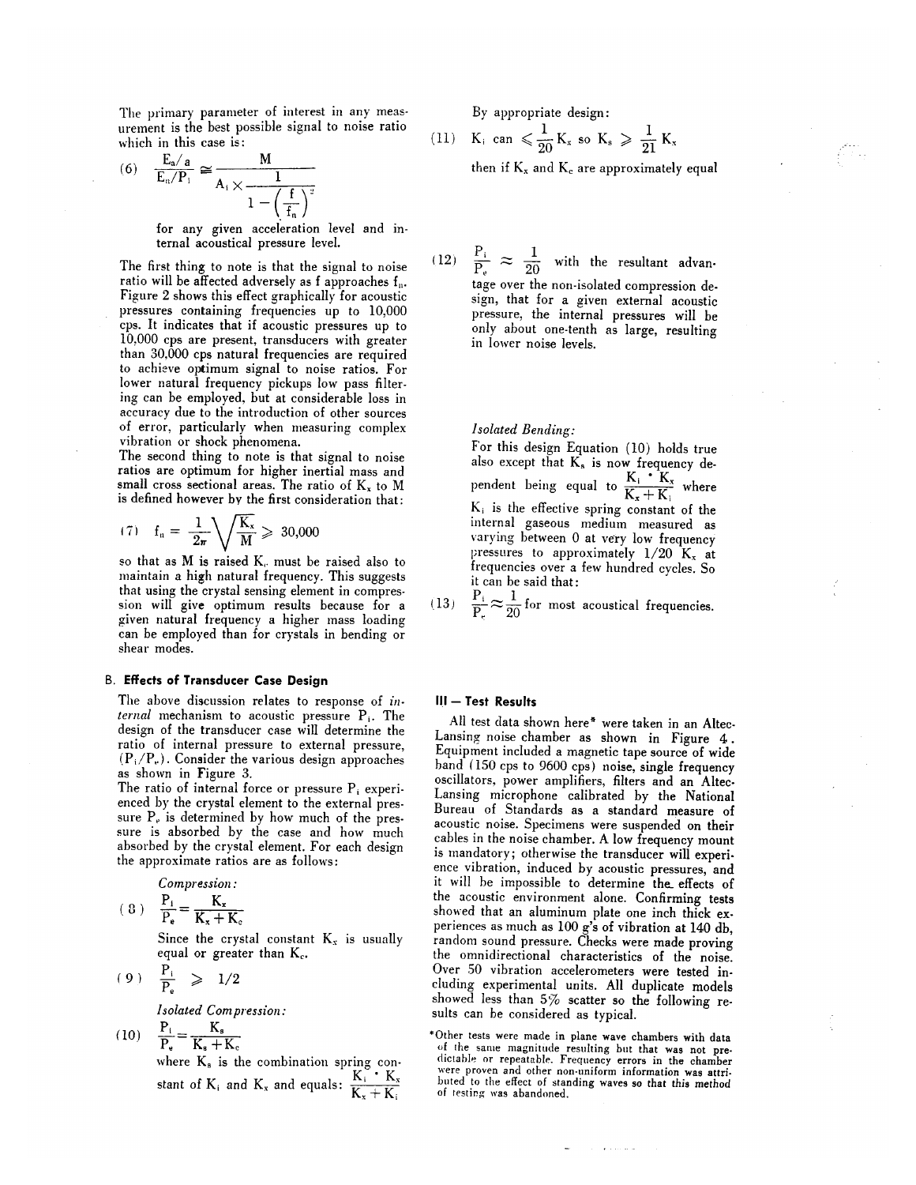The primary parameter of interest in any measurement is the best possible signal to noise ratio which in this case is:

$$(6) \quad \frac{E_a/a}{E_n/P_i} \cong \frac{M}{A_i \times \dfrac{1}{1-\left(\dfrac{f}{f_n}\right)^2}}$$

for any given acceleration level and internal acoustical pressure level.

The first thing to note is that the signal to noise ratio will be affected adversely as f approaches $f_n$. Figure 2 shows this effect graphically for acoustic pressures containing frequencies up to 10,000 cps. It indicates that if acoustic pressures up to 10,000 cps are present, transducers with greater than 30,000 cps natural frequencies are required to achieve optimum signal to noise ratios. For lower natural frequency pickups low pass filtering can be employed, but at considerable loss in accuracy due to the introduction of other sources of error, particularly when measuring complex vibration or shock phenomena.

The second thing to note is that signal to noise ratios are optimum for higher inertial mass and small cross sectional areas. The ratio of $K_x$ to M is defined however by the first consideration that:

$$(7) \quad f_n = \frac{1}{2\pi}\sqrt{\frac{K_x}{M}} \geqslant 30{,}000$$

so that as M is raised $K_x$ must be raised also to maintain a high natural frequency. This suggests that using the crystal sensing element in compression will give optimum results because for a given natural frequency a higher mass loading can be employed than for crystals in bending or shear modes.

## B. Effects of Transducer Case Design

The above discussion relates to response of *internal* mechanism to acoustic pressure $P_i$. The design of the transducer case will determine the ratio of internal pressure to external pressure, $(P_i/P_e)$. Consider the various design approaches as shown in Figure 3.

The ratio of internal force or pressure $P_i$ experienced by the crystal element to the external pressure $P_e$ is determined by how much of the pressure is absorbed by the case and how much absorbed by the crystal element. For each design the approximate ratios are as follows:

*Compression:*

$$(8) \quad \frac{P_i}{P_e} = \frac{K_x}{K_x + K_c}$$

Since the crystal constant $K_x$ is usually equal or greater than $K_c$.

$$(9) \quad \frac{P_i}{P_e} \geqslant 1/2$$

*Isolated Compression:*

$$(10) \quad \frac{P_i}{P_e} = \frac{K_s}{K_s + K_c}$$

where $K_s$ is the combination spring constant of $K_i$ and $K_x$ and equals: $\dfrac{K_i \cdot K_x}{K_x + K_i}$

By appropriate design:

$$(11) \quad K_i \text{ can } \leqslant \frac{1}{20} K_x \text{ so } K_s \geqslant \frac{1}{21} K_x$$

then if $K_x$ and $K_c$ are approximately equal

$$(12) \quad \frac{P_i}{P_e} \approx \frac{1}{20}$$

with the resultant advantage over the non-isolated compression design, that for a given external acoustic pressure, the internal pressures will be only about one-tenth as large, resulting in lower noise levels.

*Isolated Bending:*

For this design Equation (10) holds true also except that $K_s$ is now frequency dependent being equal to $\dfrac{K_i \cdot K_x}{K_x + K_i}$ where $K_i$ is the effective spring constant of the internal gaseous medium measured as varying between 0 at very low frequency pressures to approximately 1/20 $K_x$ at frequencies over a few hundred cycles. So it can be said that:

$$(13) \quad \frac{P_i}{P_e} \approx \frac{1}{20} \text{ for most acoustical frequencies.}$$

## III — Test Results

All test data shown here* were taken in an Altec-Lansing noise chamber as shown in Figure 4. Equipment included a magnetic tape source of wide band (150 cps to 9600 cps) noise, single frequency oscillators, power amplifiers, filters and an Altec-Lansing microphone calibrated by the National Bureau of Standards as a standard measure of acoustic noise. Specimens were suspended on their cables in the noise chamber. A low frequency mount is mandatory; otherwise the transducer will experience vibration, induced by acoustic pressures, and it will be impossible to determine the effects of the acoustic environment alone. Confirming tests showed that an aluminum plate one inch thick experiences as much as 100 g's of vibration at 140 db, random sound pressure. Checks were made proving the omnidirectional characteristics of the noise. Over 50 vibration accelerometers were tested including experimental units. All duplicate models showed less than 5% scatter so the following results can be considered as typical.

*Other tests were made in plane wave chambers with data of the same magnitude resulting but that was not predictable or repeatable. Frequency errors in the chamber were proven and other non-uniform information was attributed to the effect of standing waves so that this method of testing was abandoned.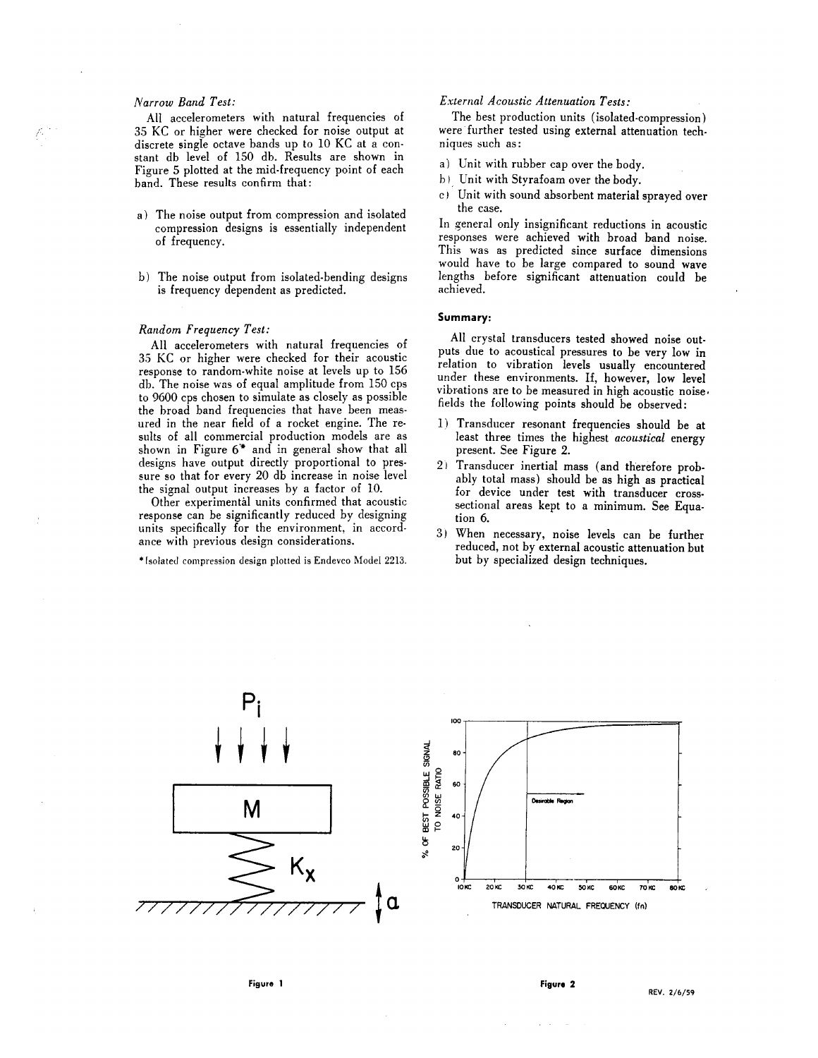*Narrow Band Test:*

All accelerometers with natural frequencies of 35 KC or higher were checked for noise output at discrete single octave bands up to 10 KC at a constant db level of 150 db. Results are shown in Figure 5 plotted at the mid-frequency point of each band. These results confirm that:

a) The noise output from compression and isolated compression designs is essentially independent of frequency.

b) The noise output from isolated-bending designs is frequency dependent as predicted.

*Random Frequency Test:*

All accelerometers with natural frequencies of 35 KC or higher were checked for their acoustic response to random-white noise at levels up to 156 db. The noise was of equal amplitude from 150 cps to 9600 cps chosen to simulate as closely as possible the broad band frequencies that have been measured in the near field of a rocket engine. The results of all commercial production models are as shown in Figure 6* and in general show that all designs have output directly proportional to pressure so that for every 20 db increase in noise level the signal output increases by a factor of 10.

Other experimental units confirmed that acoustic response can be significantly reduced by designing units specifically for the environment, in accordance with previous design considerations.

*Isolated compression design plotted is Endevco Model 2213.

*External Acoustic Attenuation Tests:*

The best production units (isolated-compression) were further tested using external attenuation techniques such as:

a) Unit with rubber cap over the body.
b) Unit with Styrafoam over the body.
c) Unit with sound absorbent material sprayed over the case.

In general only insignificant reductions in acoustic responses were achieved with broad band noise. This was as predicted since surface dimensions would have to be large compared to sound wave lengths before significant attenuation could be achieved.

## Summary:

All crystal transducers tested showed noise outputs due to acoustical pressures to be very low in relation to vibration levels usually encountered under these environments. If, however, low level vibrations are to be measured in high acoustic noise fields the following points should be observed:

1) Transducer resonant frequencies should be at least three times the highest *acoustical* energy present. See Figure 2.
2) Transducer inertial mass (and therefore probably total mass) should be as high as practical for device under test with transducer cross-sectional areas kept to a minimum. See Equation 6.
3) When necessary, noise levels can be further reduced, not by external acoustic attenuation but but by specialized design techniques.

Figure 1

Figure 2

REV. 2/6/59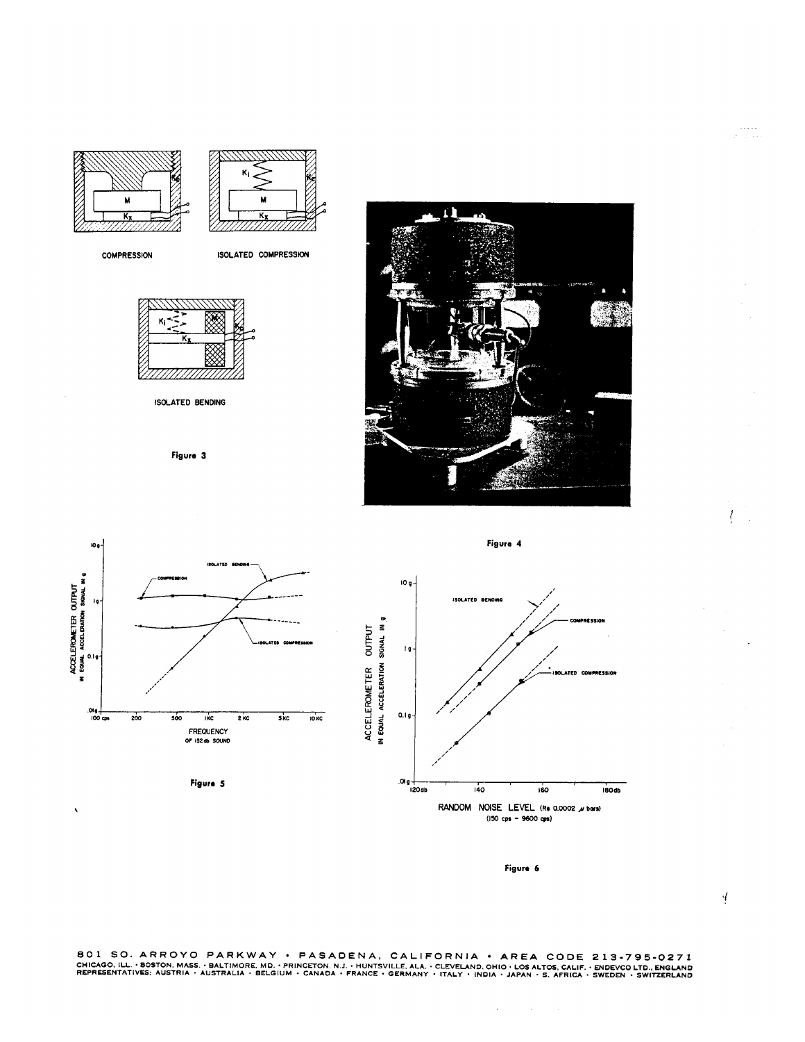COMPRESSION

ISOLATED COMPRESSION

ISOLATED BENDING

Figure 3

Figure 4

Figure 5

Figure 6

801 SO. ARROYO PARKWAY • PASADENA, CALIFORNIA • AREA CODE 213-795-0271
CHICAGO, ILL. • BOSTON, MASS. • BALTIMORE, MD. • PRINCETON, N.J. • HUNTSVILLE, ALA. • CLEVELAND, OHIO • LOS ALTOS, CALIF. • ENDEVCO LTD., ENGLAND
REPRESENTATIVES: AUSTRIA • AUSTRALIA • BELGIUM • CANADA • FRANCE • GERMANY • ITALY • INDIA • JAPAN • S. AFRICA • SWEDEN • SWITZERLAND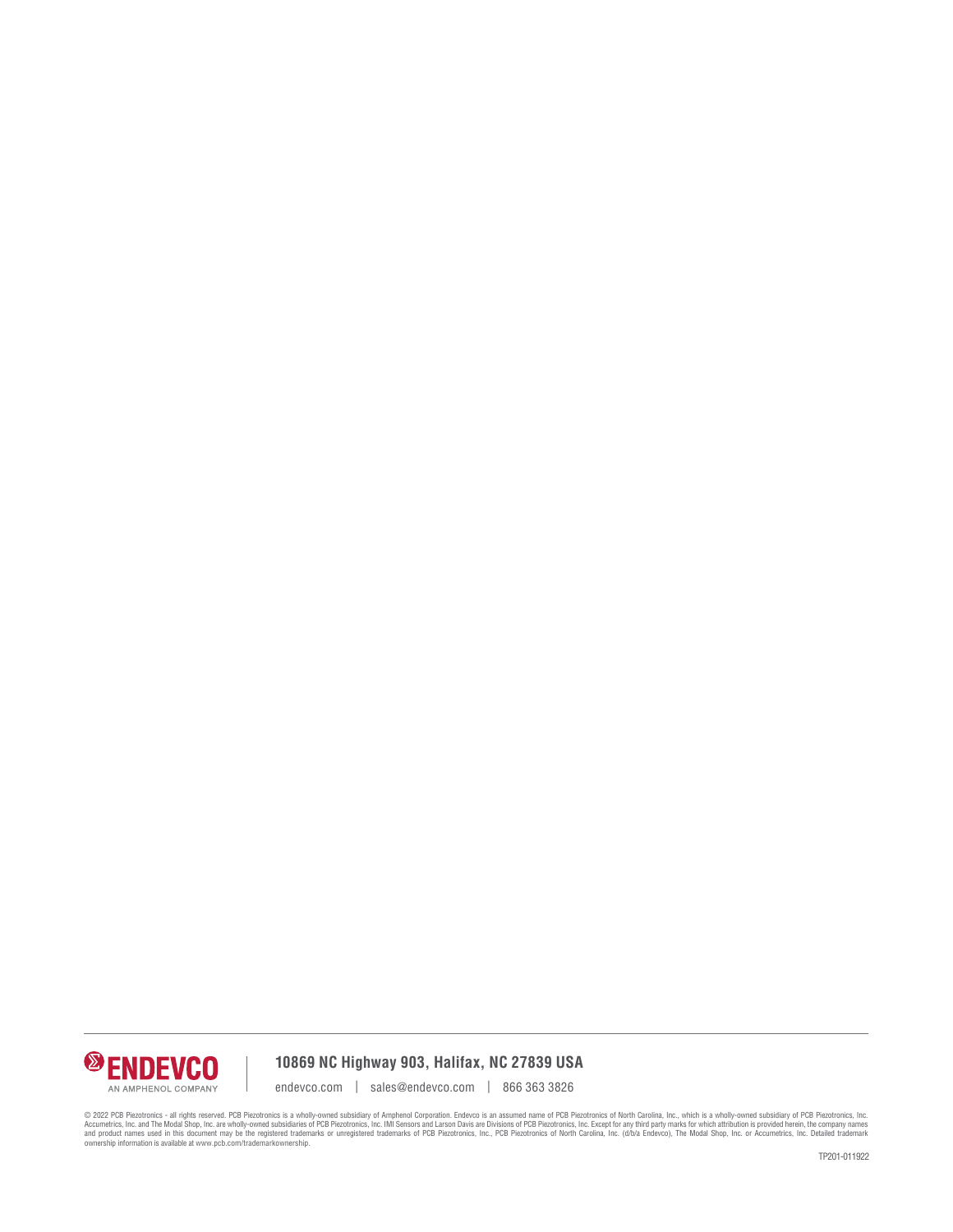ENDEVCO
AN AMPHENOL COMPANY

**10869 NC Highway 903, Halifax, NC 27839 USA**

endevco.com | sales@endevco.com | 866 363 3826

© 2022 PCB Piezotronics - all rights reserved. PCB Piezotronics is a wholly-owned subsidiary of Amphenol Corporation. Endevco is an assumed name of PCB Piezotronics of North Carolina, Inc., which is a wholly-owned subsidiary of PCB Piezotronics, Inc. Accumetrics, Inc. and The Modal Shop, Inc. are wholly-owned subsidiaries of PCB Piezotronics, Inc. IMI Sensors and Larson Davis are Divisions of PCB Piezotronics, Inc. Except for any third party marks for which attribution is provided herein, the company names and product names used in this document may be the registered trademarks or unregistered trademarks of PCB Piezotronics, Inc., PCB Piezotronics of North Carolina, Inc. (d/b/a Endevco), The Modal Shop, Inc. or Accumetrics, Inc. Detailed trademark ownership information is available at www.pcb.com/trademarkownership.

TP201-011922